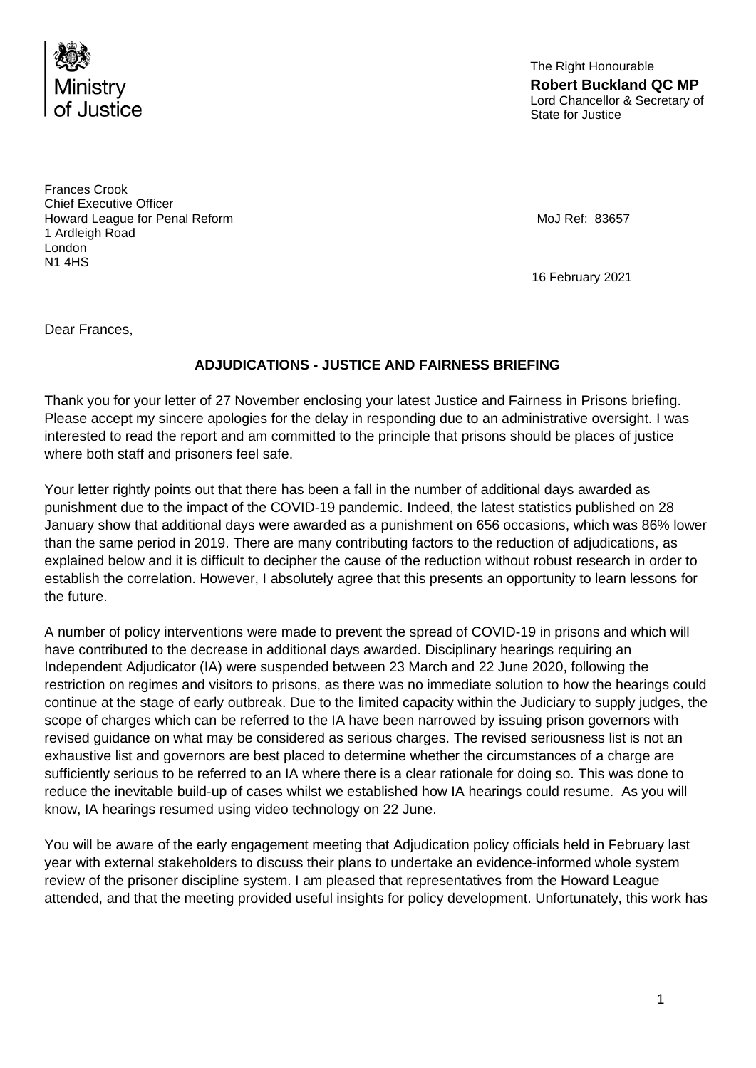Ministry of Justice

The Right Honourable
**Robert Buckland QC MP**
Lord Chancellor & Secretary of State for Justice

Frances Crook
Chief Executive Officer
Howard League for Penal Reform
1 Ardleigh Road
London
N1 4HS

MoJ Ref: 83657

16 February 2021

Dear Frances,

**ADJUDICATIONS - JUSTICE AND FAIRNESS BRIEFING**

Thank you for your letter of 27 November enclosing your latest Justice and Fairness in Prisons briefing. Please accept my sincere apologies for the delay in responding due to an administrative oversight. I was interested to read the report and am committed to the principle that prisons should be places of justice where both staff and prisoners feel safe.

Your letter rightly points out that there has been a fall in the number of additional days awarded as punishment due to the impact of the COVID-19 pandemic. Indeed, the latest statistics published on 28 January show that additional days were awarded as a punishment on 656 occasions, which was 86% lower than the same period in 2019. There are many contributing factors to the reduction of adjudications, as explained below and it is difficult to decipher the cause of the reduction without robust research in order to establish the correlation. However, I absolutely agree that this presents an opportunity to learn lessons for the future.

A number of policy interventions were made to prevent the spread of COVID-19 in prisons and which will have contributed to the decrease in additional days awarded. Disciplinary hearings requiring an Independent Adjudicator (IA) were suspended between 23 March and 22 June 2020, following the restriction on regimes and visitors to prisons, as there was no immediate solution to how the hearings could continue at the stage of early outbreak. Due to the limited capacity within the Judiciary to supply judges, the scope of charges which can be referred to the IA have been narrowed by issuing prison governors with revised guidance on what may be considered as serious charges. The revised seriousness list is not an exhaustive list and governors are best placed to determine whether the circumstances of a charge are sufficiently serious to be referred to an IA where there is a clear rationale for doing so. This was done to reduce the inevitable build-up of cases whilst we established how IA hearings could resume. As you will know, IA hearings resumed using video technology on 22 June.

You will be aware of the early engagement meeting that Adjudication policy officials held in February last year with external stakeholders to discuss their plans to undertake an evidence-informed whole system review of the prisoner discipline system. I am pleased that representatives from the Howard League attended, and that the meeting provided useful insights for policy development. Unfortunately, this work has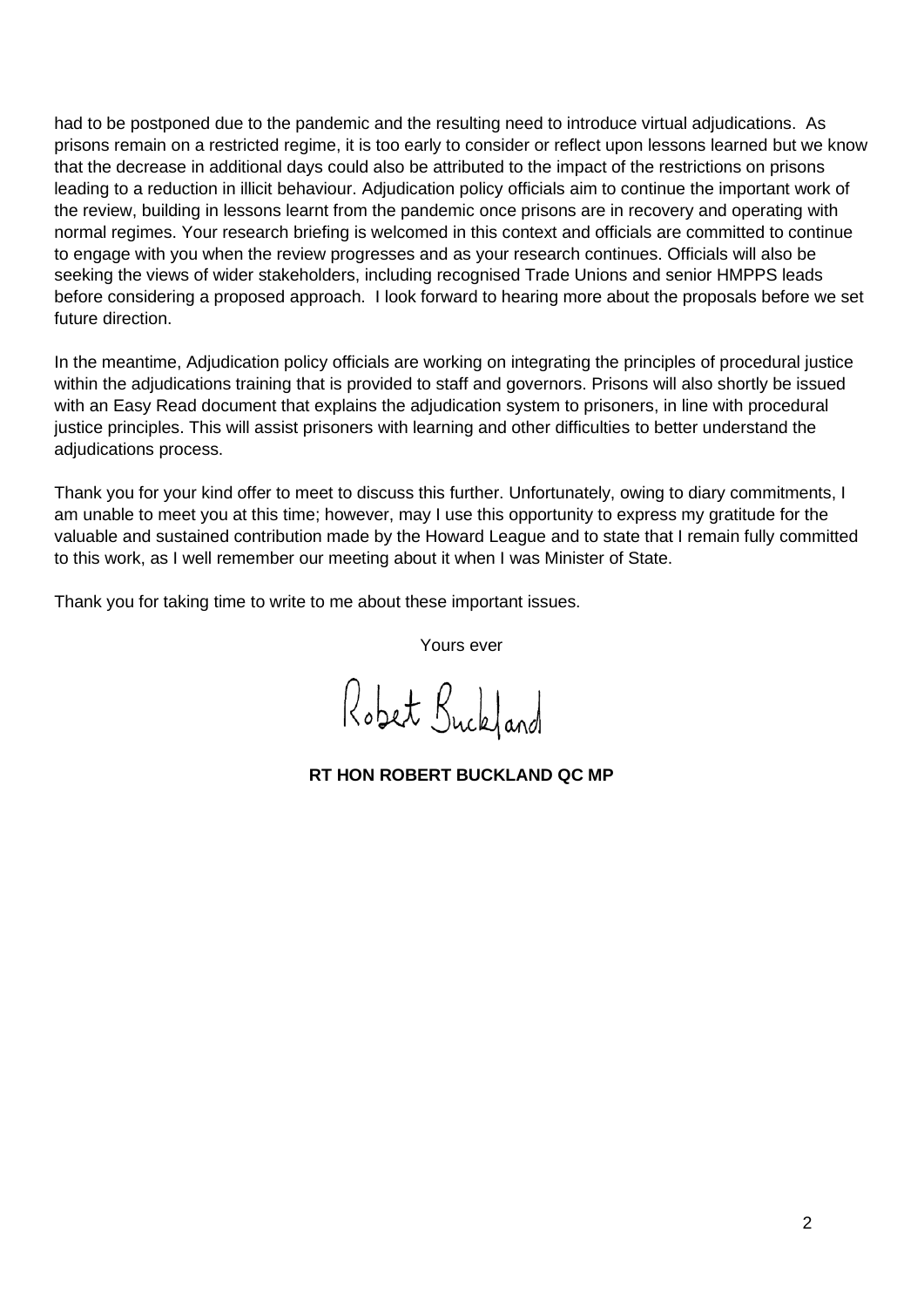had to be postponed due to the pandemic and the resulting need to introduce virtual adjudications. As prisons remain on a restricted regime, it is too early to consider or reflect upon lessons learned but we know that the decrease in additional days could also be attributed to the impact of the restrictions on prisons leading to a reduction in illicit behaviour. Adjudication policy officials aim to continue the important work of the review, building in lessons learnt from the pandemic once prisons are in recovery and operating with normal regimes. Your research briefing is welcomed in this context and officials are committed to continue to engage with you when the review progresses and as your research continues. Officials will also be seeking the views of wider stakeholders, including recognised Trade Unions and senior HMPPS leads before considering a proposed approach. I look forward to hearing more about the proposals before we set future direction.

In the meantime, Adjudication policy officials are working on integrating the principles of procedural justice within the adjudications training that is provided to staff and governors. Prisons will also shortly be issued with an Easy Read document that explains the adjudication system to prisoners, in line with procedural justice principles. This will assist prisoners with learning and other difficulties to better understand the adjudications process.

Thank you for your kind offer to meet to discuss this further. Unfortunately, owing to diary commitments, I am unable to meet you at this time; however, may I use this opportunity to express my gratitude for the valuable and sustained contribution made by the Howard League and to state that I remain fully committed to this work, as I well remember our meeting about it when I was Minister of State.

Thank you for taking time to write to me about these important issues.

Yours ever

Robert Buckland

**RT HON ROBERT BUCKLAND QC MP**